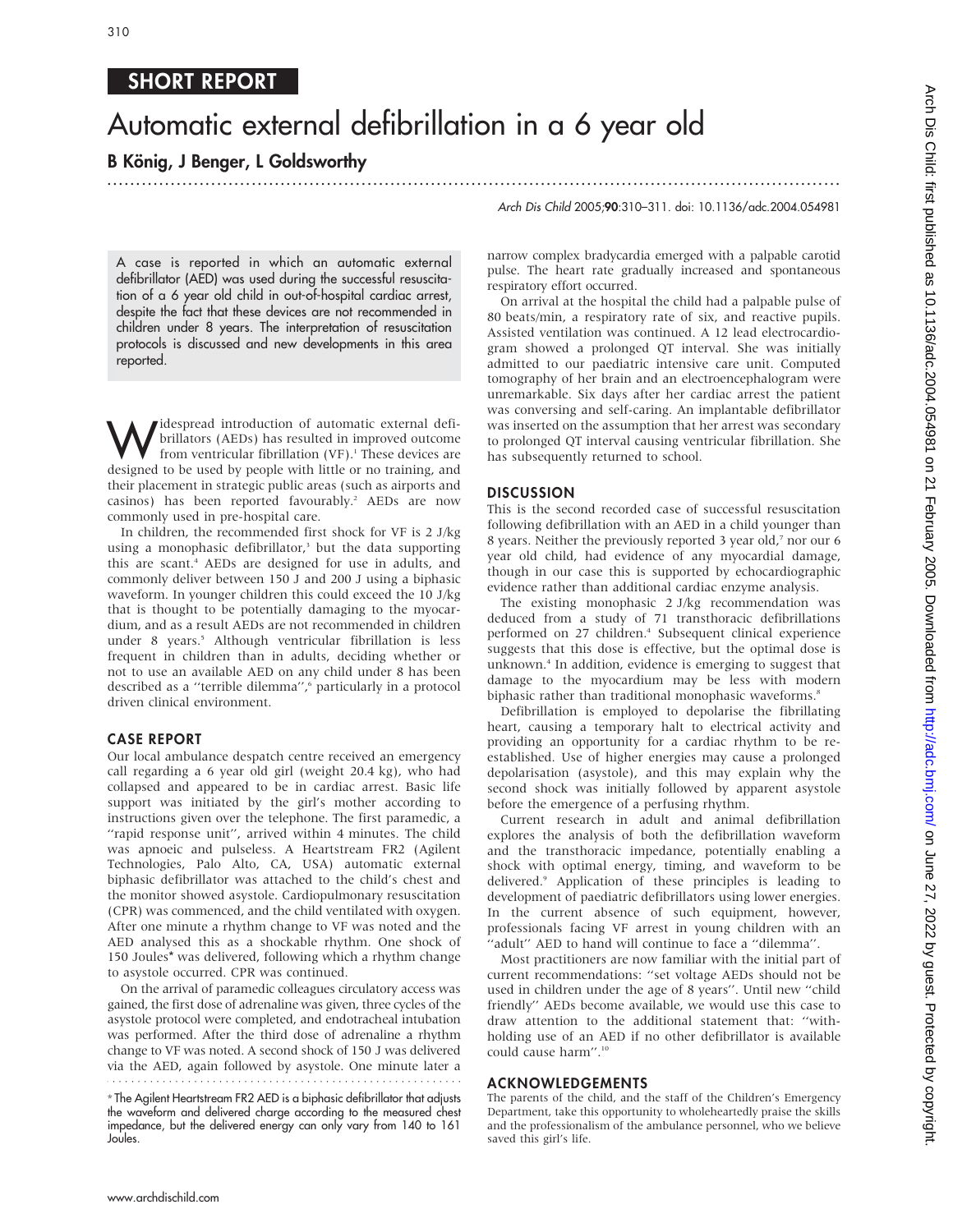SHORT REPORT

# Automatic external defibrillation in a 6 year old

**B König, J Benger, L Goldsworthy**

A case is reported in which an automatic external defibrillator (AED) was used during the successful resuscitation of a 6 year old child in out-of-hospital cardiac arrest, despite the fact that these devices are not recommended in children under 8 years. The interpretation of resuscitation protocols is discussed and new developments in this area reported.

Widespread introduction of automatic external defibrillators (AEDs) has resulted in improved outcome from ventricular fibrillation (VF).[1] These devices are designed to be used by people with little or no training, and their placement in strategic public areas (such as airports and casinos) has been reported favourably.[2] AEDs are now commonly used in pre-hospital care.

In children, the recommended first shock for VF is 2 J/kg using a monophasic defibrillator,[3] but the data supporting this are scant.[4] AEDs are designed for use in adults, and commonly deliver between 150 J and 200 J using a biphasic waveform. In younger children this could exceed the 10 J/kg that is thought to be potentially damaging to the myocardium, and as a result AEDs are not recommended in children under 8 years.[5] Although ventricular fibrillation is less frequent in children than in adults, deciding whether or not to use an available AED on any child under 8 has been described as a "terrible dilemma",[6] particularly in a protocol driven clinical environment.

## CASE REPORT

Our local ambulance despatch centre received an emergency call regarding a 6 year old girl (weight 20.4 kg), who had collapsed and appeared to be in cardiac arrest. Basic life support was initiated by the girl's mother according to instructions given over the telephone. The first paramedic, a "rapid response unit", arrived within 4 minutes. The child was apnoeic and pulseless. A Heartstream FR2 (Agilent Technologies, Palo Alto, CA, USA) automatic external biphasic defibrillator was attached to the child's chest and the monitor showed asystole. Cardiopulmonary resuscitation (CPR) was commenced, and the child ventilated with oxygen. After one minute a rhythm change to VF was noted and the AED analysed this as a shockable rhythm. One shock of 150 Joules* was delivered, following which a rhythm change to asystole occurred. CPR was continued.

On the arrival of paramedic colleagues circulatory access was gained, the first dose of adrenaline was given, three cycles of the asystole protocol were completed, and endotracheal intubation was performed. After the third dose of adrenaline a rhythm change to VF was noted. A second shock of 150 J was delivered via the AED, again followed by asystole. One minute later a narrow complex bradycardia emerged with a palpable carotid pulse. The heart rate gradually increased and spontaneous respiratory effort occurred.

On arrival at the hospital the child had a palpable pulse of 80 beats/min, a respiratory rate of six, and reactive pupils. Assisted ventilation was continued. A 12 lead electrocardiogram showed a prolonged QT interval. She was initially admitted to our paediatric intensive care unit. Computed tomography of her brain and an electroencephalogram were unremarkable. Six days after her cardiac arrest the patient was conversing and self-caring. An implantable defibrillator was inserted on the assumption that her arrest was secondary to prolonged QT interval causing ventricular fibrillation. She has subsequently returned to school.

* The Agilent Heartstream FR2 AED is a biphasic defibrillator that adjusts the waveform and delivered charge according to the measured chest impedance, but the delivered energy can only vary from 140 to 161 Joules.

## DISCUSSION

This is the second recorded case of successful resuscitation following defibrillation with an AED in a child younger than 8 years. Neither the previously reported 3 year old,[7] nor our 6 year old child, had evidence of any myocardial damage, though in our case this is supported by echocardiographic evidence rather than additional cardiac enzyme analysis.

The existing monophasic 2 J/kg recommendation was deduced from a study of 71 transthoracic defibrillations performed on 27 children.[4] Subsequent clinical experience suggests that this dose is effective, but the optimal dose is unknown.[4] In addition, evidence is emerging to suggest that damage to the myocardium may be less with modern biphasic rather than traditional monophasic waveforms.[8]

Defibrillation is employed to depolarise the fibrillating heart, causing a temporary halt to electrical activity and providing an opportunity for a cardiac rhythm to be re-established. Use of higher energies may cause a prolonged depolarisation (asystole), and this may explain why the second shock was initially followed by apparent asystole before the emergence of a perfusing rhythm.

Current research in adult and animal defibrillation explores the analysis of both the defibrillation waveform and the transthoracic impedance, potentially enabling a shock with optimal energy, timing, and waveform to be delivered.[9] Application of these principles is leading to development of paediatric defibrillators using lower energies. In the current absence of such equipment, however, professionals facing VF arrest in young children with an "adult" AED to hand will continue to face a "dilemma".

Most practitioners are now familiar with the initial part of current recommendations: "set voltage AEDs should not be used in children under the age of 8 years". Until new "child friendly" AEDs become available, we would use this case to draw attention to the additional statement that: "withholding use of an AED if no other defibrillator is available could cause harm".[10]

## ACKNOWLEDGEMENTS

The parents of the child, and the staff of the Children's Emergency Department, take this opportunity to wholeheartedly praise the skills and the professionalism of the ambulance personnel, who we believe saved this girl's life.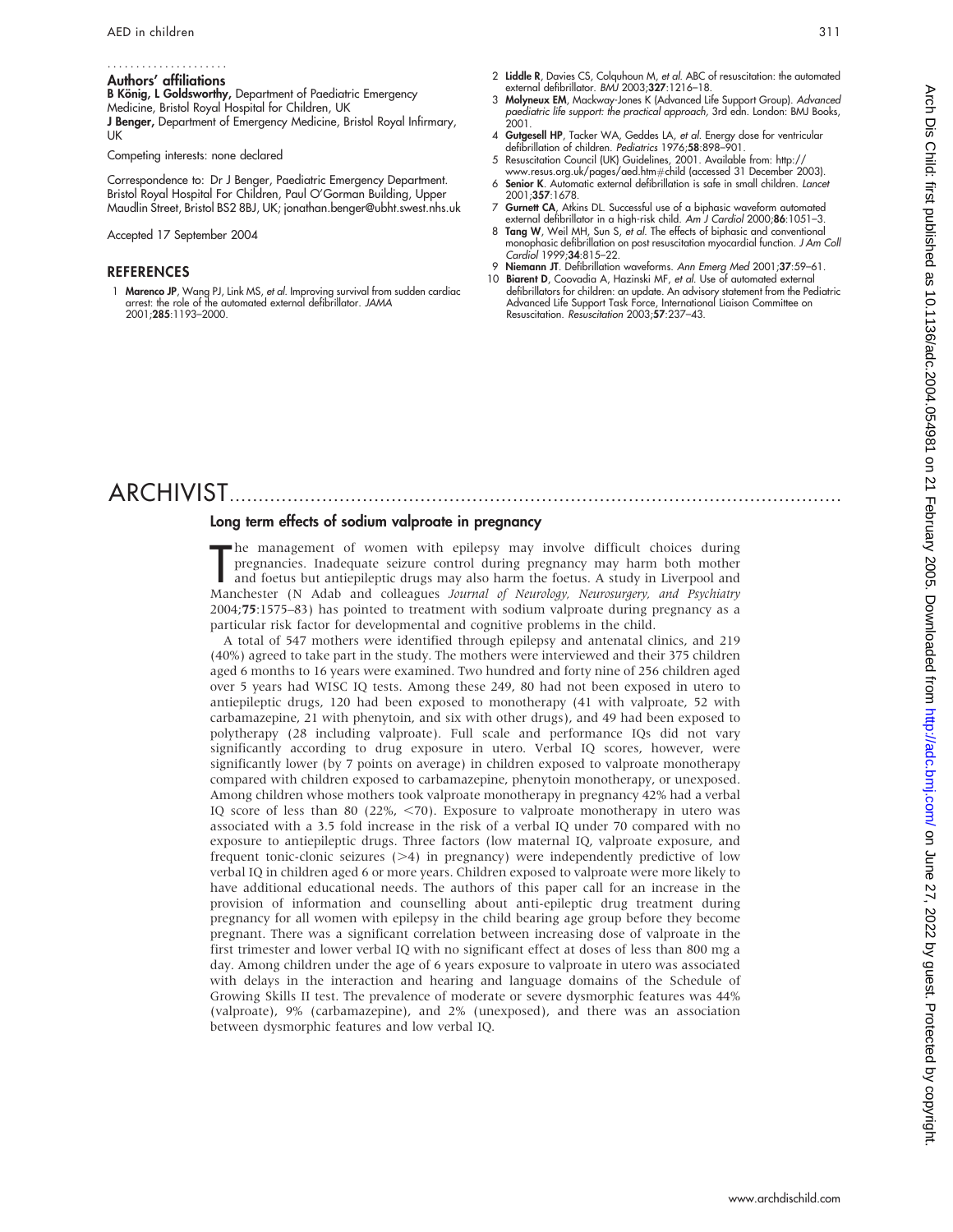### Authors' affiliations

**B König, L Goldsworthy,** Department of Paediatric Emergency Medicine, Bristol Royal Hospital for Children, UK
**J Benger,** Department of Emergency Medicine, Bristol Royal Infirmary, UK

Competing interests: none declared

Correspondence to: Dr J Benger, Paediatric Emergency Department. Bristol Royal Hospital For Children, Paul O'Gorman Building, Upper Maudlin Street, Bristol BS2 8BJ, UK; jonathan.benger@ubht.swest.nhs.uk

Accepted 17 September 2004

## REFERENCES

1. **Marenco JP**, Wang PJ, Link MS, *et al*. Improving survival from sudden cardiac arrest: the role of the automated external defibrillator. *JAMA* 2001;**285**:1193–2000.
2. **Liddle R**, Davies CS, Colquhoun M, *et al*. ABC of resuscitation: the automated external defibrillator. *BMJ* 2003;**327**:1216–18.
3. **Molyneux EM**, Mackway-Jones K (Advanced Life Support Group). *Advanced paediatric life support: the practical approach,* 3rd edn. London: BMJ Books, 2001.
4. **Gutgesell HP**, Tacker WA, Geddes LA, *et al*. Energy dose for ventricular defibrillation of children. *Pediatrics* 1976;**58**:898–901.
5. Resuscitation Council (UK) Guidelines, 2001. Available from: http://www.resus.org.uk/pages/aed.htm#child (accessed 31 December 2003).
6. **Senior K**. Automatic external defibrillation is safe in small children. *Lancet* 2001;**357**:1678.
7. **Gurnett CA**, Atkins DL. Successful use of a biphasic waveform automated external defibrillator in a high-risk child. *Am J Cardiol* 2000;**86**:1051–3.
8. **Tang W**, Weil MH, Sun S, *et al*. The effects of biphasic and conventional monophasic defibrillation on post resuscitation myocardial function. *J Am Coll Cardiol* 1999;**34**:815–22.
9. **Niemann JT**. Defibrillation waveforms. *Ann Emerg Med* 2001;**37**:59–61.
10. **Biarent D**, Coovadia A, Hazinski MF, *et al*. Use of automated external defibrillators for children: an update. An advisory statement from the Pediatric Advanced Life Support Task Force, International Liaison Committee on Resuscitation. *Resuscitation* 2003;**57**:237–43.

# ARCHIVIST

## Long term effects of sodium valproate in pregnancy

The management of women with epilepsy may involve difficult choices during pregnancies. Inadequate seizure control during pregnancy may harm both mother and foetus but antiepileptic drugs may also harm the foetus. A study in Liverpool and Manchester (N Adab and colleagues *Journal of Neurology, Neurosurgery, and Psychiatry* 2004;**75**:1575–83) has pointed to treatment with sodium valproate during pregnancy as a particular risk factor for developmental and cognitive problems in the child.

A total of 547 mothers were identified through epilepsy and antenatal clinics, and 219 (40%) agreed to take part in the study. The mothers were interviewed and their 375 children aged 6 months to 16 years were examined. Two hundred and forty nine of 256 children aged over 5 years had WISC IQ tests. Among these 249, 80 had not been exposed in utero to antiepileptic drugs, 120 had been exposed to monotherapy (41 with valproate, 52 with carbamazepine, 21 with phenytoin, and six with other drugs), and 49 had been exposed to polytherapy (28 including valproate). Full scale and performance IQs did not vary significantly according to drug exposure in utero. Verbal IQ scores, however, were significantly lower (by 7 points on average) in children exposed to valproate monotherapy compared with children exposed to carbamazepine, phenytoin monotherapy, or unexposed. Among children whose mothers took valproate monotherapy in pregnancy 42% had a verbal IQ score of less than 80 (22%, <70). Exposure to valproate monotherapy in utero was associated with a 3.5 fold increase in the risk of a verbal IQ under 70 compared with no exposure to antiepileptic drugs. Three factors (low maternal IQ, valproate exposure, and frequent tonic-clonic seizures (>4) in pregnancy) were independently predictive of low verbal IQ in children aged 6 or more years. Children exposed to valproate were more likely to have additional educational needs. The authors of this paper call for an increase in the provision of information and counselling about anti-epileptic drug treatment during pregnancy for all women with epilepsy in the child bearing age group before they become pregnant. There was a significant correlation between increasing dose of valproate in the first trimester and lower verbal IQ with no significant effect at doses of less than 800 mg a day. Among children under the age of 6 years exposure to valproate in utero was associated with delays in the interaction and hearing and language domains of the Schedule of Growing Skills II test. The prevalence of moderate or severe dysmorphic features was 44% (valproate), 9% (carbamazepine), and 2% (unexposed), and there was an association between dysmorphic features and low verbal IQ.